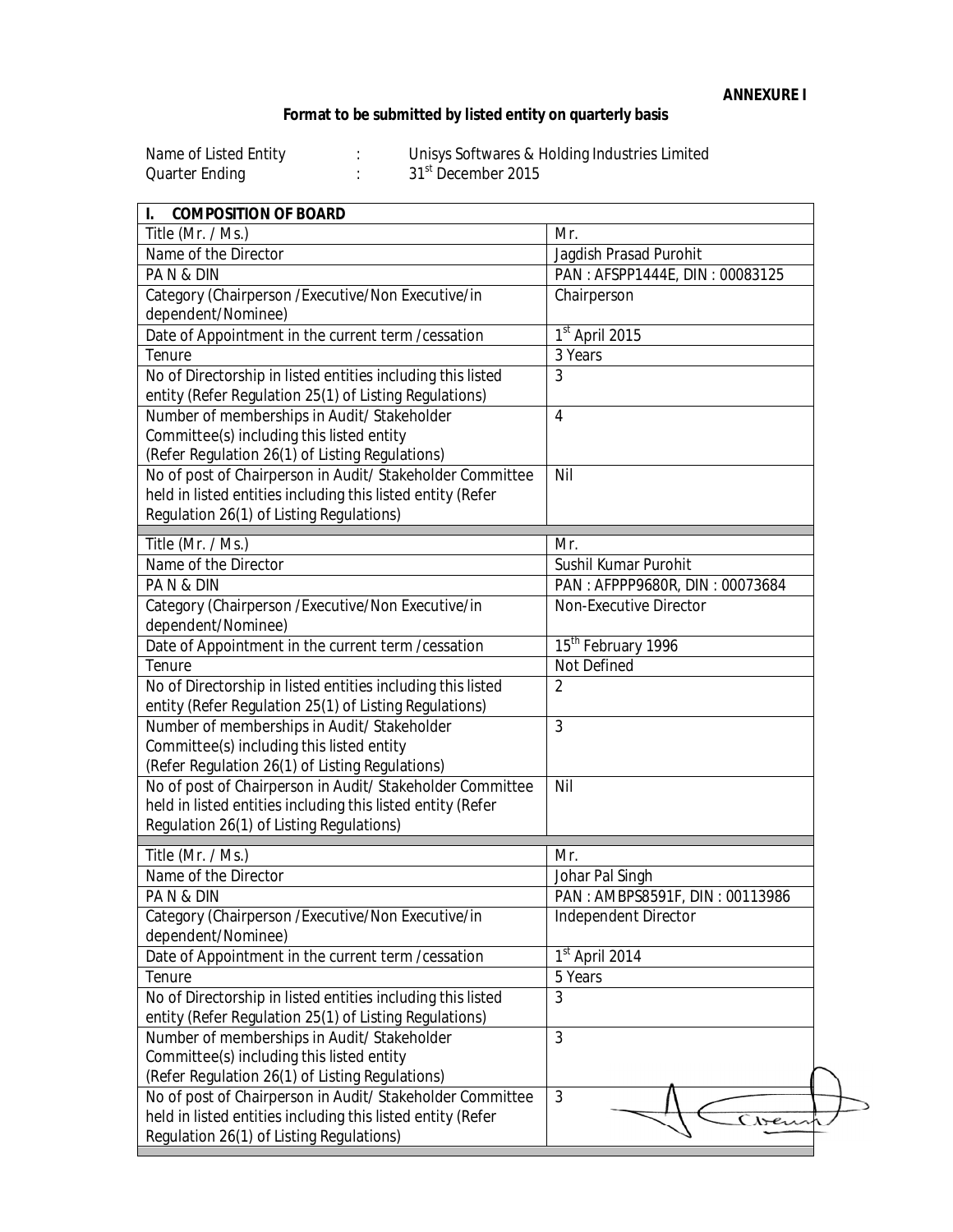**ANNEXURE I**

**Format to be submitted by listed entity on quarterly basis**

Name of Listed Entity : Unisys Softwares & Holding Industries Limited
Quarter Ending : 31st December 2015

| I. COMPOSITION OF BOARD | |
|---|---|
| Title (Mr. / Ms.) | Mr. |
| Name of the Director | Jagdish Prasad Purohit |
| PA N & DIN | PAN : AFSPP1444E, DIN : 00083125 |
| Category (Chairperson /Executive/Non Executive/in dependent/Nominee) | Chairperson |
| Date of Appointment in the current term /cessation | 1st April 2015 |
| Tenure | 3 Years |
| No of Directorship in listed entities including this listed entity (Refer Regulation 25(1) of Listing Regulations) | 3 |
| Number of memberships in Audit/ Stakeholder Committee(s) including this listed entity (Refer Regulation 26(1) of Listing Regulations) | 4 |
| No of post of Chairperson in Audit/ Stakeholder Committee held in listed entities including this listed entity (Refer Regulation 26(1) of Listing Regulations) | Nil |
| Title (Mr. / Ms.) | Mr. |
| Name of the Director | Sushil Kumar Purohit |
| PA N & DIN | PAN : AFPPP9680R, DIN : 00073684 |
| Category (Chairperson /Executive/Non Executive/in dependent/Nominee) | Non-Executive Director |
| Date of Appointment in the current term /cessation | 15th February 1996 |
| Tenure | Not Defined |
| No of Directorship in listed entities including this listed entity (Refer Regulation 25(1) of Listing Regulations) | 2 |
| Number of memberships in Audit/ Stakeholder Committee(s) including this listed entity (Refer Regulation 26(1) of Listing Regulations) | 3 |
| No of post of Chairperson in Audit/ Stakeholder Committee held in listed entities including this listed entity (Refer Regulation 26(1) of Listing Regulations) | Nil |
| Title (Mr. / Ms.) | Mr. |
| Name of the Director | Johar Pal Singh |
| PA N & DIN | PAN : AMBPS8591F, DIN : 00113986 |
| Category (Chairperson /Executive/Non Executive/in dependent/Nominee) | Independent Director |
| Date of Appointment in the current term /cessation | 1st April 2014 |
| Tenure | 5 Years |
| No of Directorship in listed entities including this listed entity (Refer Regulation 25(1) of Listing Regulations) | 3 |
| Number of memberships in Audit/ Stakeholder Committee(s) including this listed entity (Refer Regulation 26(1) of Listing Regulations) | 3 |
| No of post of Chairperson in Audit/ Stakeholder Committee held in listed entities including this listed entity (Refer Regulation 26(1) of Listing Regulations) | 3 |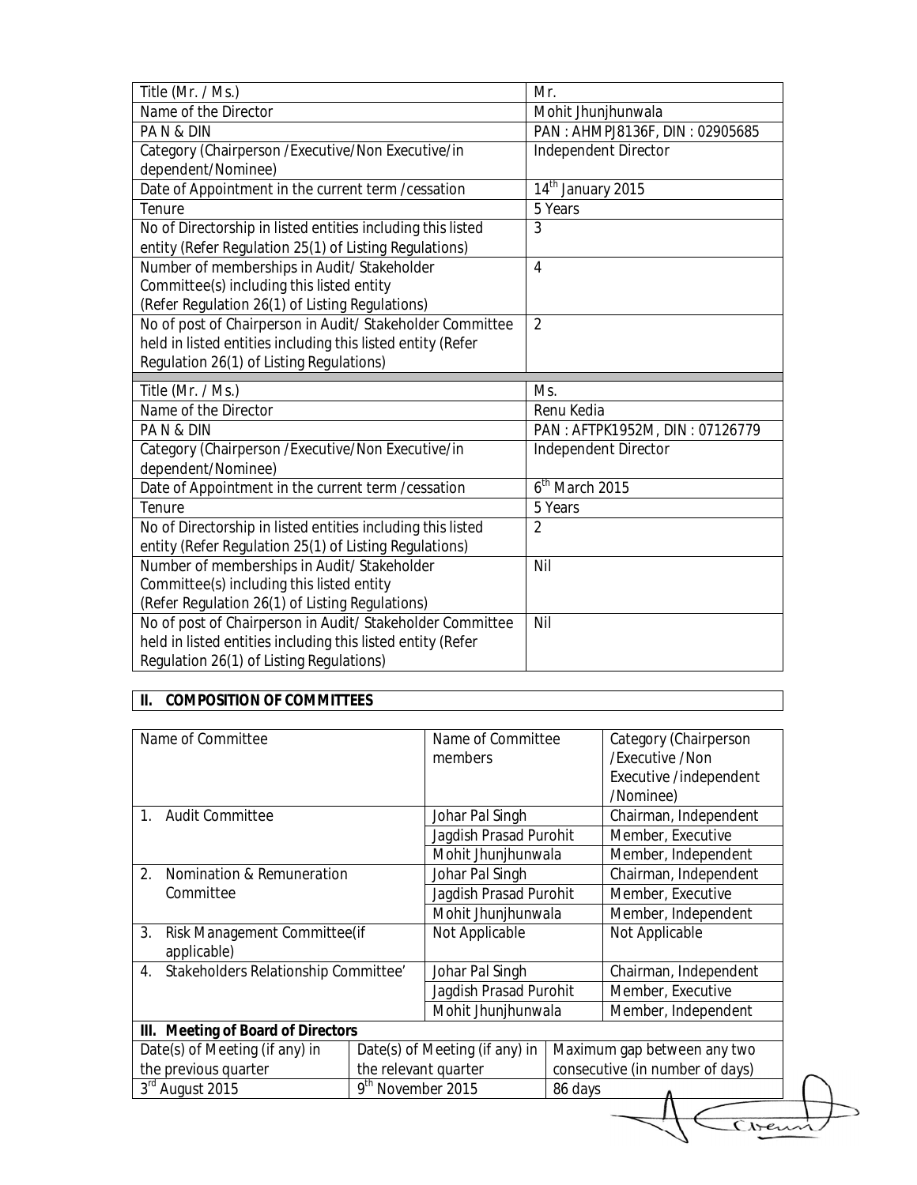| Title (Mr. / Ms.) | Mr. |
|---|---|
| Name of the Director | Mohit Jhunjhunwala |
| PA N & DIN | PAN : AHMPJ8136F, DIN : 02905685 |
| Category (Chairperson /Executive/Non Executive/in dependent/Nominee) | Independent Director |
| Date of Appointment in the current term /cessation | 14th January 2015 |
| Tenure | 5 Years |
| No of Directorship in listed entities including this listed entity (Refer Regulation 25(1) of Listing Regulations) | 3 |
| Number of memberships in Audit/ Stakeholder Committee(s) including this listed entity (Refer Regulation 26(1) of Listing Regulations) | 4 |
| No of post of Chairperson in Audit/ Stakeholder Committee held in listed entities including this listed entity (Refer Regulation 26(1) of Listing Regulations) | 2 |

| Title (Mr. / Ms.) | Ms. |
|---|---|
| Name of the Director | Renu Kedia |
| PA N & DIN | PAN : AFTPK1952M, DIN : 07126779 |
| Category (Chairperson /Executive/Non Executive/in dependent/Nominee) | Independent Director |
| Date of Appointment in the current term /cessation | 6th March 2015 |
| Tenure | 5 Years |
| No of Directorship in listed entities including this listed entity (Refer Regulation 25(1) of Listing Regulations) | 2 |
| Number of memberships in Audit/ Stakeholder Committee(s) including this listed entity (Refer Regulation 26(1) of Listing Regulations) | Nil |
| No of post of Chairperson in Audit/ Stakeholder Committee held in listed entities including this listed entity (Refer Regulation 26(1) of Listing Regulations) | Nil |

## II. COMPOSITION OF COMMITTEES

| Name of Committee | Name of Committee members | Category (Chairperson /Executive /Non Executive /independent /Nominee) |
|---|---|---|
| 1. Audit Committee | Johar Pal Singh | Chairman, Independent |
| | Jagdish Prasad Purohit | Member, Executive |
| | Mohit Jhunjhunwala | Member, Independent |
| 2. Nomination & Remuneration Committee | Johar Pal Singh | Chairman, Independent |
| | Jagdish Prasad Purohit | Member, Executive |
| | Mohit Jhunjhunwala | Member, Independent |
| 3. Risk Management Committee(if applicable) | Not Applicable | Not Applicable |
| 4. Stakeholders Relationship Committee' | Johar Pal Singh | Chairman, Independent |
| | Jagdish Prasad Purohit | Member, Executive |
| | Mohit Jhunjhunwala | Member, Independent |

## III. Meeting of Board of Directors

| Date(s) of Meeting (if any) in the previous quarter | Date(s) of Meeting (if any) in the relevant quarter | Maximum gap between any two consecutive (in number of days) |
|---|---|---|
| 3rd August 2015 | 9th November 2015 | 86 days |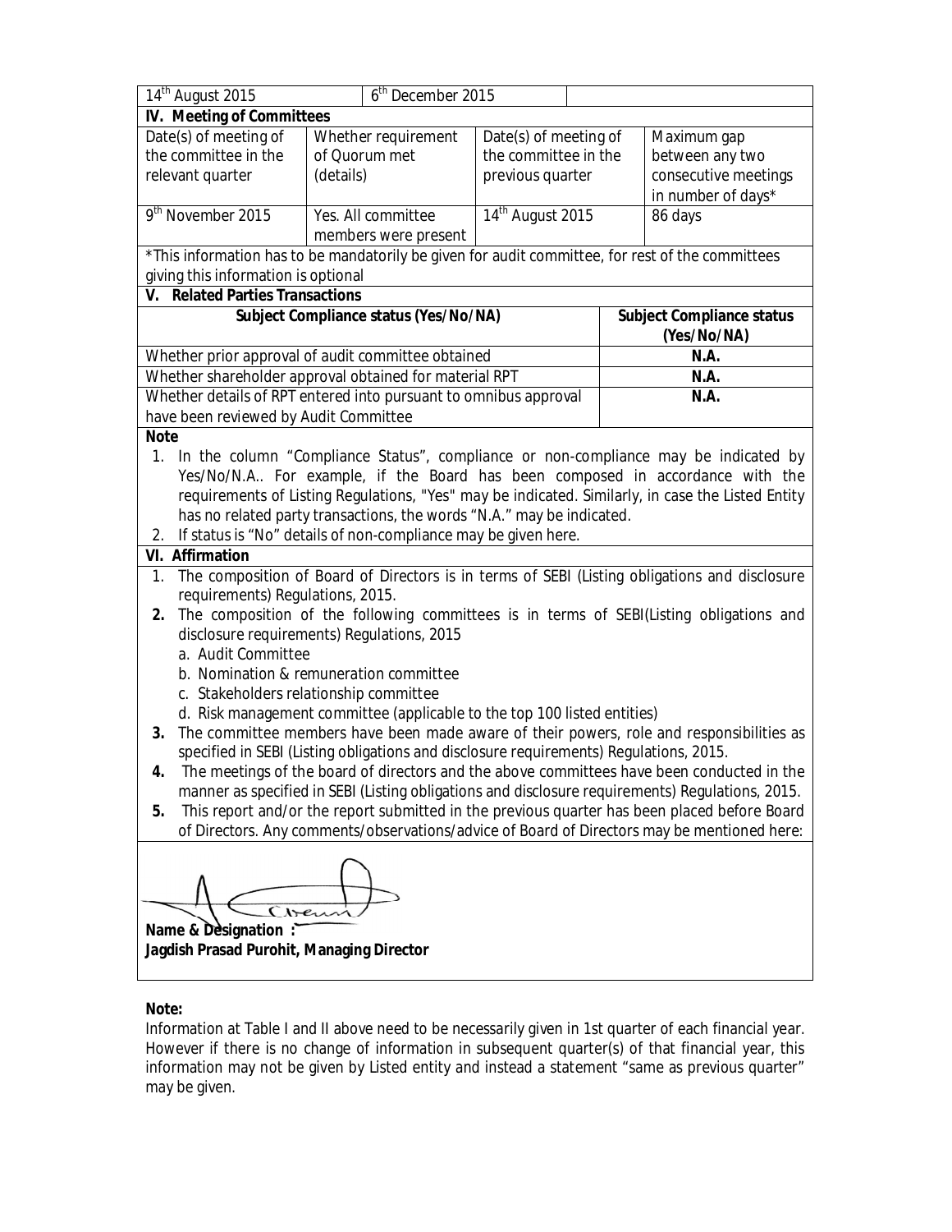| | | |
|---|---|---|
| 14th August 2015 | 6th December 2015 | |

**IV. Meeting of Committees**

| Date(s) of meeting of the committee in the relevant quarter | Whether requirement of Quorum met (details) | Date(s) of meeting of the committee in the previous quarter | Maximum gap between any two consecutive meetings in number of days* |
|---|---|---|---|
| 9th November 2015 | Yes. All committee members were present | 14th August 2015 | 86 days |

*This information has to be mandatorily be given for audit committee, for rest of the committees giving this information is optional

**V. Related Parties Transactions**

| **Subject Compliance status (Yes/No/NA)** | **Subject Compliance status (Yes/No/NA)** |
|---|---|
| Whether prior approval of audit committee obtained | **N.A.** |
| Whether shareholder approval obtained for material RPT | **N.A.** |
| Whether details of RPT entered into pursuant to omnibus approval have been reviewed by Audit Committee | **N.A.** |

**Note**

1. In the column "Compliance Status", compliance or non-compliance may be indicated by Yes/No/N.A.. For example, if the Board has been composed in accordance with the requirements of Listing Regulations, "Yes" may be indicated. Similarly, in case the Listed Entity has no related party transactions, the words "N.A." may be indicated.
2. If status is "No" details of non-compliance may be given here.

**VI. Affirmation**

1. The composition of Board of Directors is in terms of SEBI (Listing obligations and disclosure requirements) Regulations, 2015.
2. The composition of the following committees is in terms of SEBI(Listing obligations and disclosure requirements) Regulations, 2015
   a. Audit Committee
   b. Nomination & remuneration committee
   c. Stakeholders relationship committee
   d. Risk management committee (applicable to the top 100 listed entities)
3. The committee members have been made aware of their powers, role and responsibilities as specified in SEBI (Listing obligations and disclosure requirements) Regulations, 2015.
4. The meetings of the board of directors and the above committees have been conducted in the manner as specified in SEBI (Listing obligations and disclosure requirements) Regulations, 2015.
5. This report and/or the report submitted in the previous quarter has been placed before Board of Directors. Any comments/observations/advice of Board of Directors may be mentioned here:

**Name & Designation :**
**Jagdish Prasad Purohit, Managing Director**

**Note:**
Information at Table I and II above need to be necessarily given in 1st quarter of each financial year. However if there is no change of information in subsequent quarter(s) of that financial year, this information may not be given by Listed entity and instead a statement "same as previous quarter" may be given.